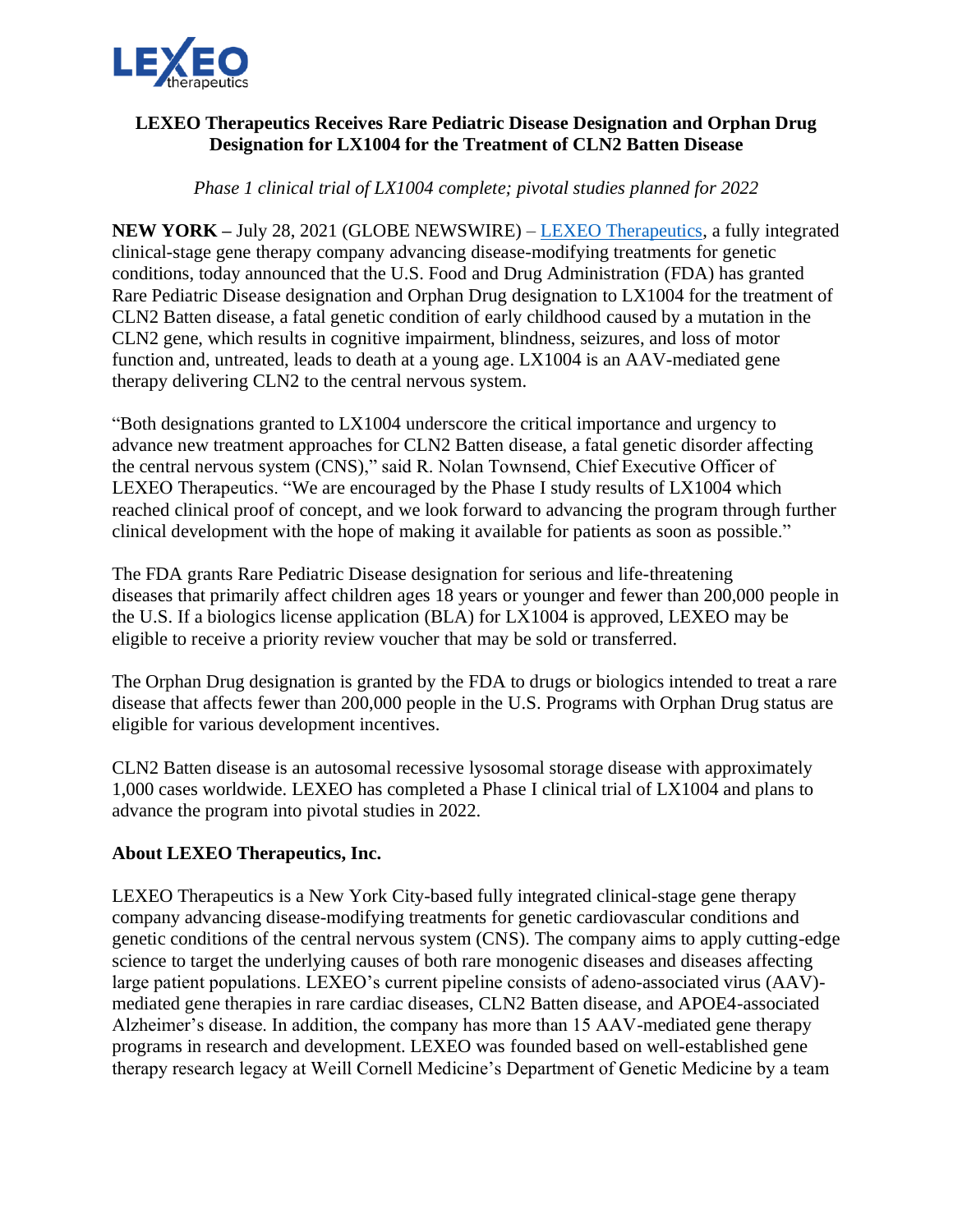**LEXEO Therapeutics Receives Rare Pediatric Disease Designation and Orphan Drug Designation for LX1004 for the Treatment of CLN2 Batten Disease**

*Phase 1 clinical trial of LX1004 complete; pivotal studies planned for 2022*

**NEW YORK –** July 28, 2021 (GLOBE NEWSWIRE) – LEXEO Therapeutics, a fully integrated clinical-stage gene therapy company advancing disease-modifying treatments for genetic conditions, today announced that the U.S. Food and Drug Administration (FDA) has granted Rare Pediatric Disease designation and Orphan Drug designation to LX1004 for the treatment of CLN2 Batten disease, a fatal genetic condition of early childhood caused by a mutation in the CLN2 gene, which results in cognitive impairment, blindness, seizures, and loss of motor function and, untreated, leads to death at a young age. LX1004 is an AAV-mediated gene therapy delivering CLN2 to the central nervous system.

"Both designations granted to LX1004 underscore the critical importance and urgency to advance new treatment approaches for CLN2 Batten disease, a fatal genetic disorder affecting the central nervous system (CNS)," said R. Nolan Townsend, Chief Executive Officer of LEXEO Therapeutics. "We are encouraged by the Phase I study results of LX1004 which reached clinical proof of concept, and we look forward to advancing the program through further clinical development with the hope of making it available for patients as soon as possible."

The FDA grants Rare Pediatric Disease designation for serious and life-threatening diseases that primarily affect children ages 18 years or younger and fewer than 200,000 people in the U.S. If a biologics license application (BLA) for LX1004 is approved, LEXEO may be eligible to receive a priority review voucher that may be sold or transferred.

The Orphan Drug designation is granted by the FDA to drugs or biologics intended to treat a rare disease that affects fewer than 200,000 people in the U.S. Programs with Orphan Drug status are eligible for various development incentives.

CLN2 Batten disease is an autosomal recessive lysosomal storage disease with approximately 1,000 cases worldwide. LEXEO has completed a Phase I clinical trial of LX1004 and plans to advance the program into pivotal studies in 2022.

**About LEXEO Therapeutics, Inc.**

LEXEO Therapeutics is a New York City-based fully integrated clinical-stage gene therapy company advancing disease-modifying treatments for genetic cardiovascular conditions and genetic conditions of the central nervous system (CNS). The company aims to apply cutting-edge science to target the underlying causes of both rare monogenic diseases and diseases affecting large patient populations. LEXEO's current pipeline consists of adeno-associated virus (AAV)-mediated gene therapies in rare cardiac diseases, CLN2 Batten disease, and APOE4-associated Alzheimer's disease. In addition, the company has more than 15 AAV-mediated gene therapy programs in research and development. LEXEO was founded based on well-established gene therapy research legacy at Weill Cornell Medicine's Department of Genetic Medicine by a team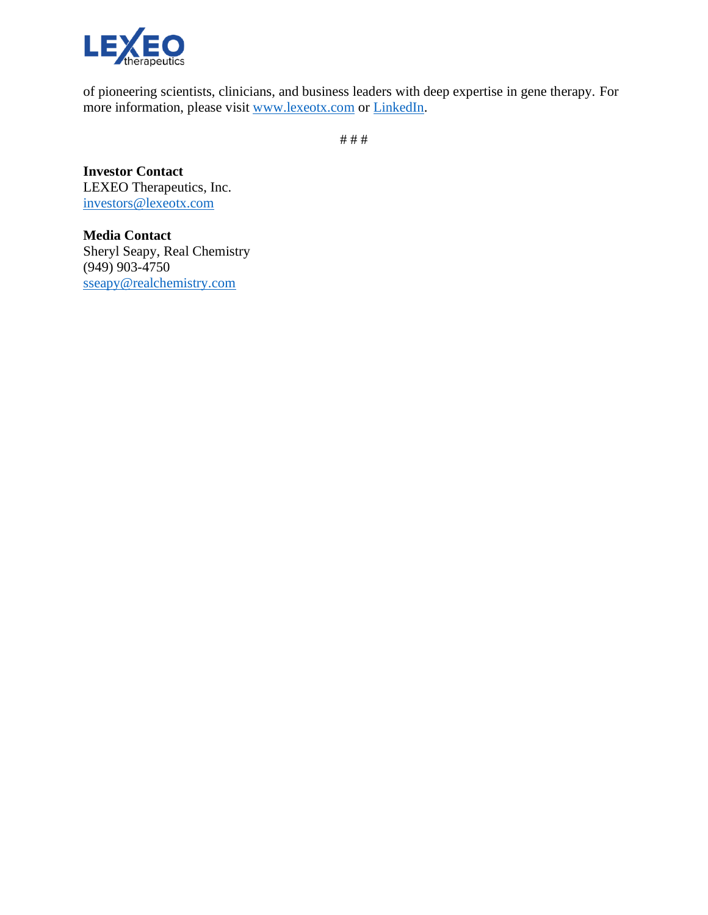of pioneering scientists, clinicians, and business leaders with deep expertise in gene therapy. For more information, please visit www.lexeotx.com or LinkedIn.

# # #

**Investor Contact**
LEXEO Therapeutics, Inc.
investors@lexeotx.com

**Media Contact**
Sheryl Seapy, Real Chemistry
(949) 903-4750
sseapy@realchemistry.com